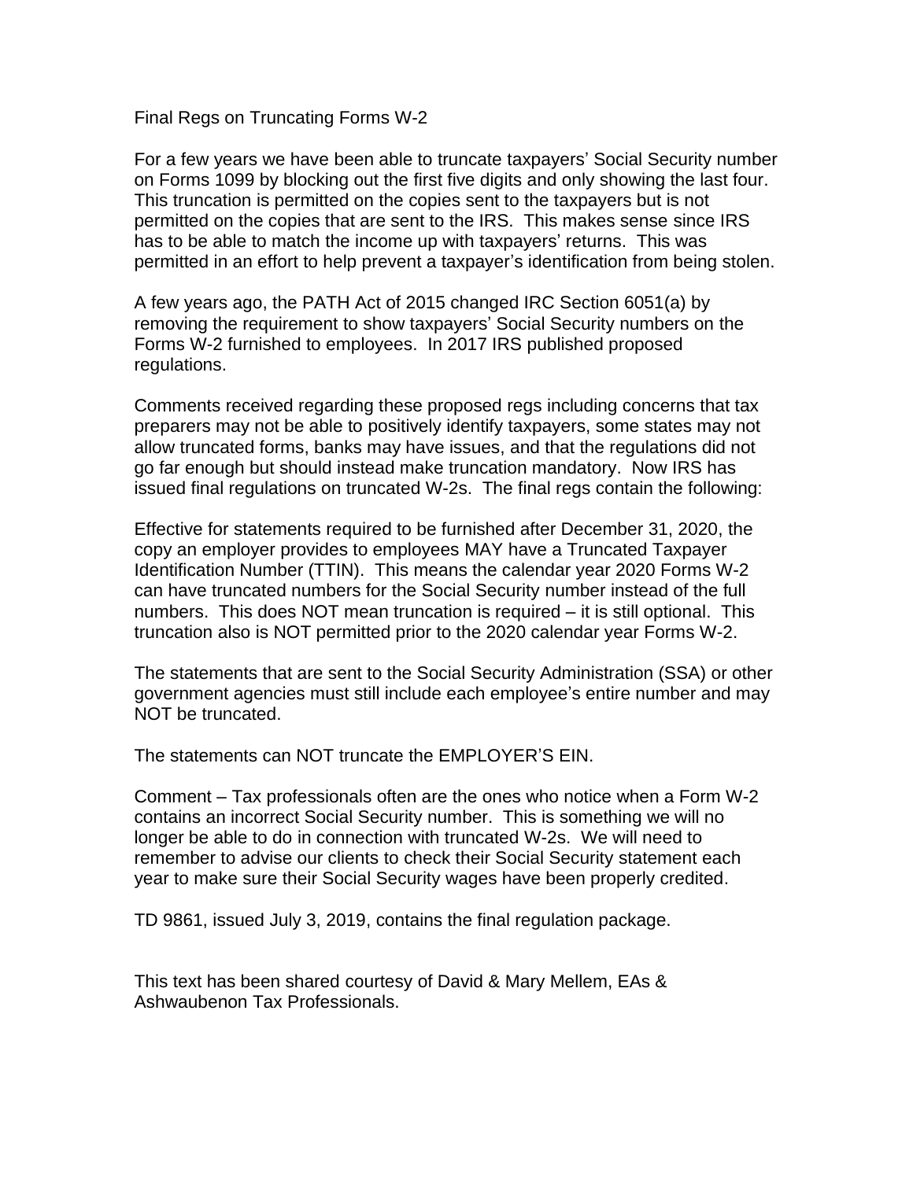# Final Regs on Truncating Forms W-2

For a few years we have been able to truncate taxpayers' Social Security number on Forms 1099 by blocking out the first five digits and only showing the last four. This truncation is permitted on the copies sent to the taxpayers but is not permitted on the copies that are sent to the IRS. This makes sense since IRS has to be able to match the income up with taxpayers' returns. This was permitted in an effort to help prevent a taxpayer's identification from being stolen.

A few years ago, the PATH Act of 2015 changed IRC Section 6051(a) by removing the requirement to show taxpayers' Social Security numbers on the Forms W-2 furnished to employees. In 2017 IRS published proposed regulations.

Comments received regarding these proposed regs including concerns that tax preparers may not be able to positively identify taxpayers, some states may not allow truncated forms, banks may have issues, and that the regulations did not go far enough but should instead make truncation mandatory. Now IRS has issued final regulations on truncated W-2s. The final regs contain the following:

Effective for statements required to be furnished after December 31, 2020, the copy an employer provides to employees MAY have a Truncated Taxpayer Identification Number (TTIN). This means the calendar year 2020 Forms W-2 can have truncated numbers for the Social Security number instead of the full numbers. This does NOT mean truncation is required – it is still optional. This truncation also is NOT permitted prior to the 2020 calendar year Forms W-2.

The statements that are sent to the Social Security Administration (SSA) or other government agencies must still include each employee's entire number and may NOT be truncated.

The statements can NOT truncate the EMPLOYER'S EIN.

Comment – Tax professionals often are the ones who notice when a Form W-2 contains an incorrect Social Security number. This is something we will no longer be able to do in connection with truncated W-2s. We will need to remember to advise our clients to check their Social Security statement each year to make sure their Social Security wages have been properly credited.

TD 9861, issued July 3, 2019, contains the final regulation package.

This text has been shared courtesy of David & Mary Mellem, EAs & Ashwaubenon Tax Professionals.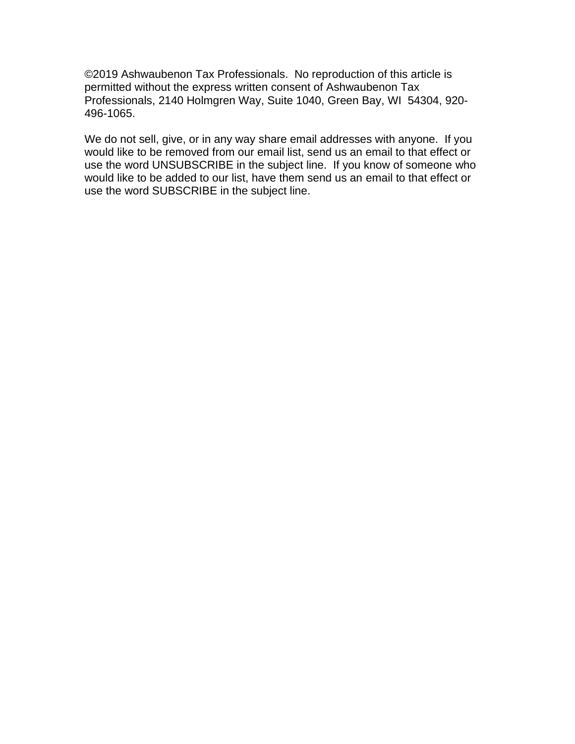©2019 Ashwaubenon Tax Professionals. No reproduction of this article is permitted without the express written consent of Ashwaubenon Tax Professionals, 2140 Holmgren Way, Suite 1040, Green Bay, WI 54304, 920-496-1065.

We do not sell, give, or in any way share email addresses with anyone. If you would like to be removed from our email list, send us an email to that effect or use the word UNSUBSCRIBE in the subject line. If you know of someone who would like to be added to our list, have them send us an email to that effect or use the word SUBSCRIBE in the subject line.